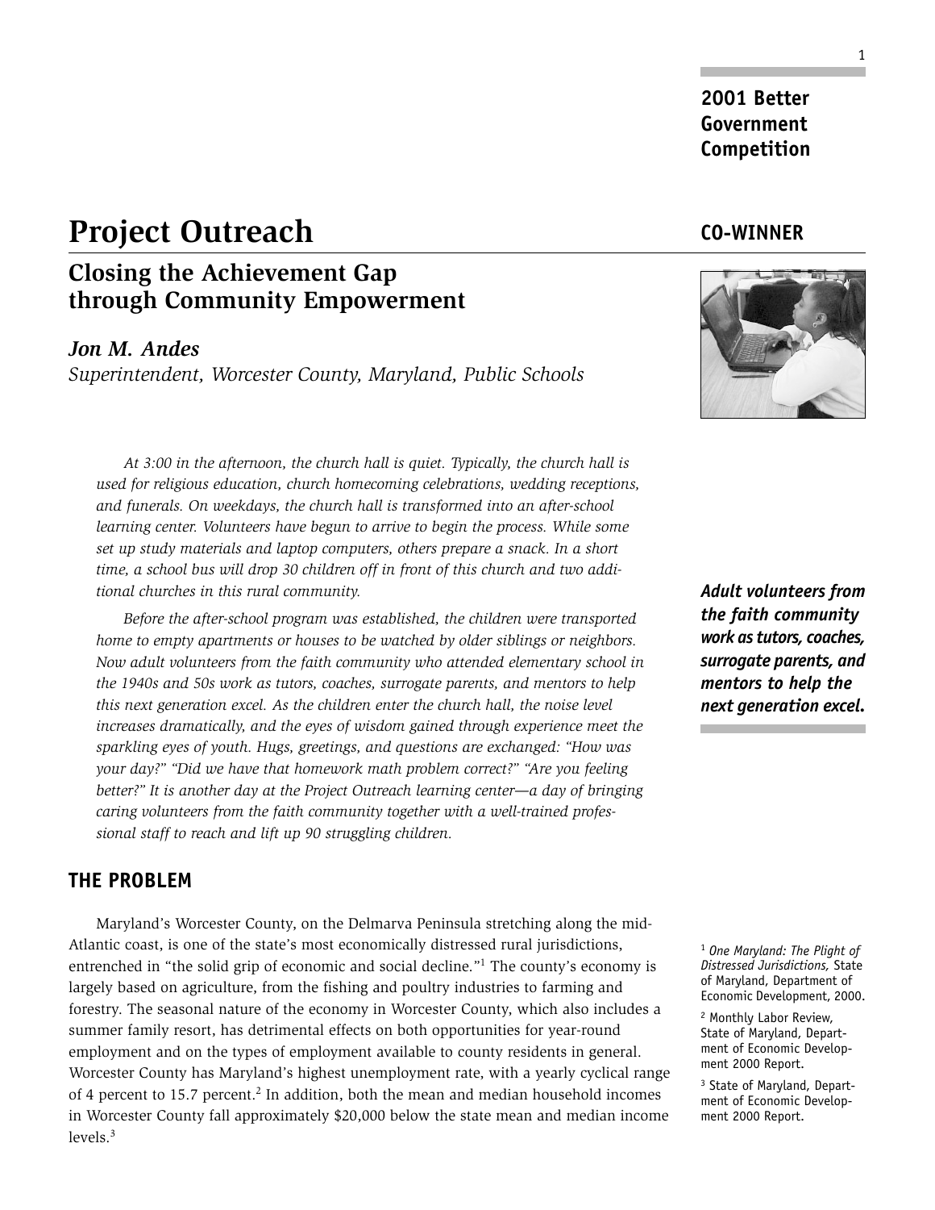**2001 Better Government Competition**

# Project Outreach

**CO-WINNER**

## Closing the Achievement Gap through Community Empowerment

### *Jon M. Andes*

*Superintendent, Worcester County, Maryland, Public Schools*

*At 3:00 in the afternoon, the church hall is quiet. Typically, the church hall is used for religious education, church homecoming celebrations, wedding receptions, and funerals. On weekdays, the church hall is transformed into an after-school learning center. Volunteers have begun to arrive to begin the process. While some set up study materials and laptop computers, others prepare a snack. In a short time, a school bus will drop 30 children off in front of this church and two additional churches in this rural community.*

*Before the after-school program was established, the children were transported home to empty apartments or houses to be watched by older siblings or neighbors. Now adult volunteers from the faith community who attended elementary school in the 1940s and 50s work as tutors, coaches, surrogate parents, and mentors to help this next generation excel. As the children enter the church hall, the noise level increases dramatically, and the eyes of wisdom gained through experience meet the sparkling eyes of youth. Hugs, greetings, and questions are exchanged: "How was your day?" "Did we have that homework math problem correct?" "Are you feeling better?" It is another day at the Project Outreach learning center—a day of bringing caring volunteers from the faith community together with a well-trained professional staff to reach and lift up 90 struggling children.*

***Adult volunteers from the faith community work as tutors, coaches, surrogate parents, and mentors to help the next generation excel.***

## THE PROBLEM

Maryland's Worcester County, on the Delmarva Peninsula stretching along the mid-Atlantic coast, is one of the state's most economically distressed rural jurisdictions, entrenched in "the solid grip of economic and social decline."[1] The county's economy is largely based on agriculture, from the fishing and poultry industries to farming and forestry. The seasonal nature of the economy in Worcester County, which also includes a summer family resort, has detrimental effects on both opportunities for year-round employment and on the types of employment available to county residents in general. Worcester County has Maryland's highest unemployment rate, with a yearly cyclical range of 4 percent to 15.7 percent.[2] In addition, both the mean and median household incomes in Worcester County fall approximately $20,000 below the state mean and median income levels.[3]

[1] *One Maryland: The Plight of Distressed Jurisdictions,* State of Maryland, Department of Economic Development, 2000.

[2] Monthly Labor Review, State of Maryland, Department of Economic Development 2000 Report.

[3] State of Maryland, Department of Economic Development 2000 Report.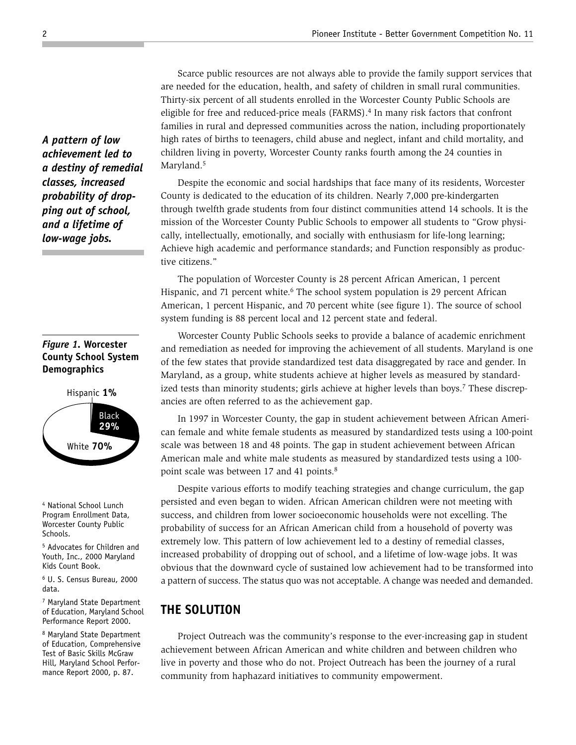Scarce public resources are not always able to provide the family support services that are needed for the education, health, and safety of children in small rural communities. Thirty-six percent of all students enrolled in the Worcester County Public Schools are eligible for free and reduced-price meals (FARMS).[4] In many risk factors that confront families in rural and depressed communities across the nation, including proportionately high rates of births to teenagers, child abuse and neglect, infant and child mortality, and children living in poverty, Worcester County ranks fourth among the 24 counties in Maryland.[5]

*A pattern of low achievement led to a destiny of remedial classes, increased probability of dropping out of school, and a lifetime of low-wage jobs.*

Despite the economic and social hardships that face many of its residents, Worcester County is dedicated to the education of its children. Nearly 7,000 pre-kindergarten through twelfth grade students from four distinct communities attend 14 schools. It is the mission of the Worcester County Public Schools to empower all students to "Grow physically, intellectually, emotionally, and socially with enthusiasm for life-long learning; Achieve high academic and performance standards; and Function responsibly as productive citizens."

The population of Worcester County is 28 percent African American, 1 percent Hispanic, and 71 percent white.[6] The school system population is 29 percent African American, 1 percent Hispanic, and 70 percent white (see figure 1). The source of school system funding is 88 percent local and 12 percent state and federal.

***Figure 1*. Worcester County School System Demographics**

Hispanic **1%**
Black **29%**
White **70%**

Worcester County Public Schools seeks to provide a balance of academic enrichment and remediation as needed for improving the achievement of all students. Maryland is one of the few states that provide standardized test data disaggregated by race and gender. In Maryland, as a group, white students achieve at higher levels as measured by standardized tests than minority students; girls achieve at higher levels than boys.[7] These discrepancies are often referred to as the achievement gap.

In 1997 in Worcester County, the gap in student achievement between African American female and white female students as measured by standardized tests using a 100-point scale was between 18 and 48 points. The gap in student achievement between African American male and white male students as measured by standardized tests using a 100-point scale was between 17 and 41 points.[8]

Despite various efforts to modify teaching strategies and change curriculum, the gap persisted and even began to widen. African American children were not meeting with success, and children from lower socioeconomic households were not excelling. The probability of success for an African American child from a household of poverty was extremely low. This pattern of low achievement led to a destiny of remedial classes, increased probability of dropping out of school, and a lifetime of low-wage jobs. It was obvious that the downward cycle of sustained low achievement had to be transformed into a pattern of success. The status quo was not acceptable. A change was needed and demanded.

## THE SOLUTION

Project Outreach was the community's response to the ever-increasing gap in student achievement between African American and white children and between children who live in poverty and those who do not. Project Outreach has been the journey of a rural community from haphazard initiatives to community empowerment.

[4] National School Lunch Program Enrollment Data, Worcester County Public Schools.

[5] Advocates for Children and Youth, Inc., 2000 Maryland Kids Count Book.

[6] U. S. Census Bureau, 2000 data.

[7] Maryland State Department of Education, Maryland School Performance Report 2000.

[8] Maryland State Department of Education, Comprehensive Test of Basic Skills McGraw Hill, Maryland School Performance Report 2000, p. 87.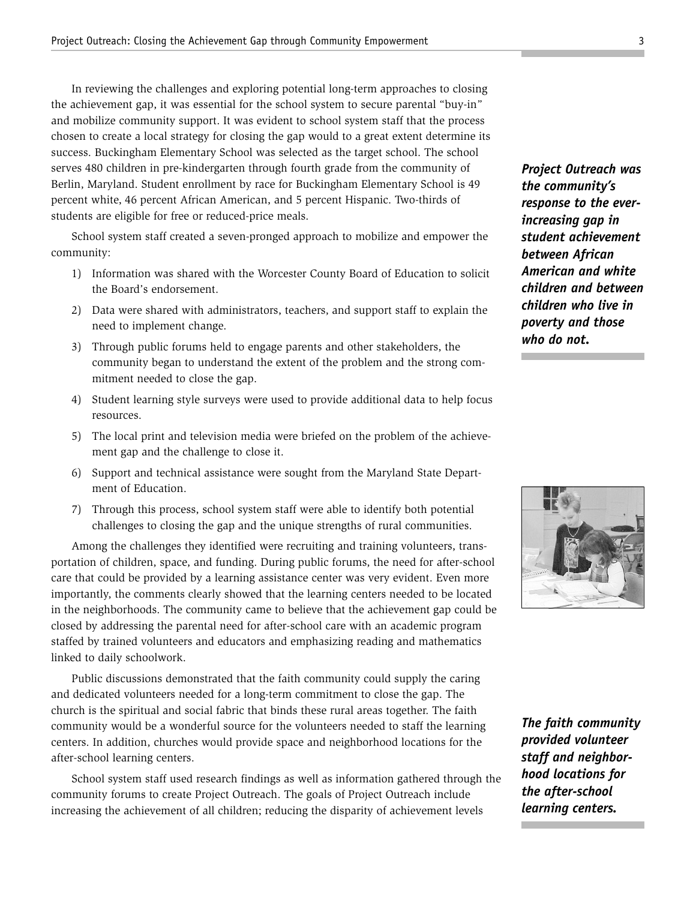In reviewing the challenges and exploring potential long-term approaches to closing the achievement gap, it was essential for the school system to secure parental "buy-in" and mobilize community support. It was evident to school system staff that the process chosen to create a local strategy for closing the gap would to a great extent determine its success. Buckingham Elementary School was selected as the target school. The school serves 480 children in pre-kindergarten through fourth grade from the community of Berlin, Maryland. Student enrollment by race for Buckingham Elementary School is 49 percent white, 46 percent African American, and 5 percent Hispanic. Two-thirds of students are eligible for free or reduced-price meals.

***Project Outreach was the community's response to the ever-increasing gap in student achievement between African American and white children and between children who live in poverty and those who do not.***

School system staff created a seven-pronged approach to mobilize and empower the community:

1) Information was shared with the Worcester County Board of Education to solicit the Board's endorsement.
2) Data were shared with administrators, teachers, and support staff to explain the need to implement change.
3) Through public forums held to engage parents and other stakeholders, the community began to understand the extent of the problem and the strong commitment needed to close the gap.
4) Student learning style surveys were used to provide additional data to help focus resources.
5) The local print and television media were briefed on the problem of the achievement gap and the challenge to close it.
6) Support and technical assistance were sought from the Maryland State Department of Education.
7) Through this process, school system staff were able to identify both potential challenges to closing the gap and the unique strengths of rural communities.

Among the challenges they identified were recruiting and training volunteers, transportation of children, space, and funding. During public forums, the need for after-school care that could be provided by a learning assistance center was very evident. Even more importantly, the comments clearly showed that the learning centers needed to be located in the neighborhoods. The community came to believe that the achievement gap could be closed by addressing the parental need for after-school care with an academic program staffed by trained volunteers and educators and emphasizing reading and mathematics linked to daily schoolwork.

Public discussions demonstrated that the faith community could supply the caring and dedicated volunteers needed for a long-term commitment to close the gap. The church is the spiritual and social fabric that binds these rural areas together. The faith community would be a wonderful source for the volunteers needed to staff the learning centers. In addition, churches would provide space and neighborhood locations for the after-school learning centers.

***The faith community provided volunteer staff and neighborhood locations for the after-school learning centers.***

School system staff used research findings as well as information gathered through the community forums to create Project Outreach. The goals of Project Outreach include increasing the achievement of all children; reducing the disparity of achievement levels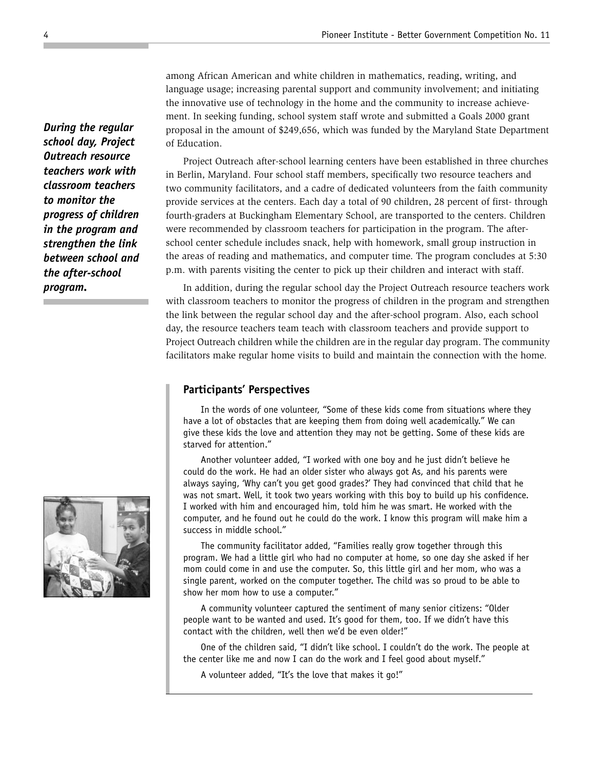among African American and white children in mathematics, reading, writing, and language usage; increasing parental support and community involvement; and initiating the innovative use of technology in the home and the community to increase achievement. In seeking funding, school system staff wrote and submitted a Goals 2000 grant proposal in the amount of $249,656, which was funded by the Maryland State Department of Education.

***During the regular school day, Project Outreach resource teachers work with classroom teachers to monitor the progress of children in the program and strengthen the link between school and the after-school program.***

Project Outreach after-school learning centers have been established in three churches in Berlin, Maryland. Four school staff members, specifically two resource teachers and two community facilitators, and a cadre of dedicated volunteers from the faith community provide services at the centers. Each day a total of 90 children, 28 percent of first- through fourth-graders at Buckingham Elementary School, are transported to the centers. Children were recommended by classroom teachers for participation in the program. The after-school center schedule includes snack, help with homework, small group instruction in the areas of reading and mathematics, and computer time. The program concludes at 5:30 p.m. with parents visiting the center to pick up their children and interact with staff.

In addition, during the regular school day the Project Outreach resource teachers work with classroom teachers to monitor the progress of children in the program and strengthen the link between the regular school day and the after-school program. Also, each school day, the resource teachers team teach with classroom teachers and provide support to Project Outreach children while the children are in the regular day program. The community facilitators make regular home visits to build and maintain the connection with the home.

## Participants' Perspectives

In the words of one volunteer, "Some of these kids come from situations where they have a lot of obstacles that are keeping them from doing well academically." We can give these kids the love and attention they may not be getting. Some of these kids are starved for attention."

Another volunteer added, "I worked with one boy and he just didn't believe he could do the work. He had an older sister who always got As, and his parents were always saying, 'Why can't you get good grades?' They had convinced that child that he was not smart. Well, it took two years working with this boy to build up his confidence. I worked with him and encouraged him, told him he was smart. He worked with the computer, and he found out he could do the work. I know this program will make him a success in middle school."

The community facilitator added, "Families really grow together through this program. We had a little girl who had no computer at home, so one day she asked if her mom could come in and use the computer. So, this little girl and her mom, who was a single parent, worked on the computer together. The child was so proud to be able to show her mom how to use a computer."

A community volunteer captured the sentiment of many senior citizens: "Older people want to be wanted and used. It's good for them, too. If we didn't have this contact with the children, well then we'd be even older!"

One of the children said, "I didn't like school. I couldn't do the work. The people at the center like me and now I can do the work and I feel good about myself."

A volunteer added, "It's the love that makes it go!"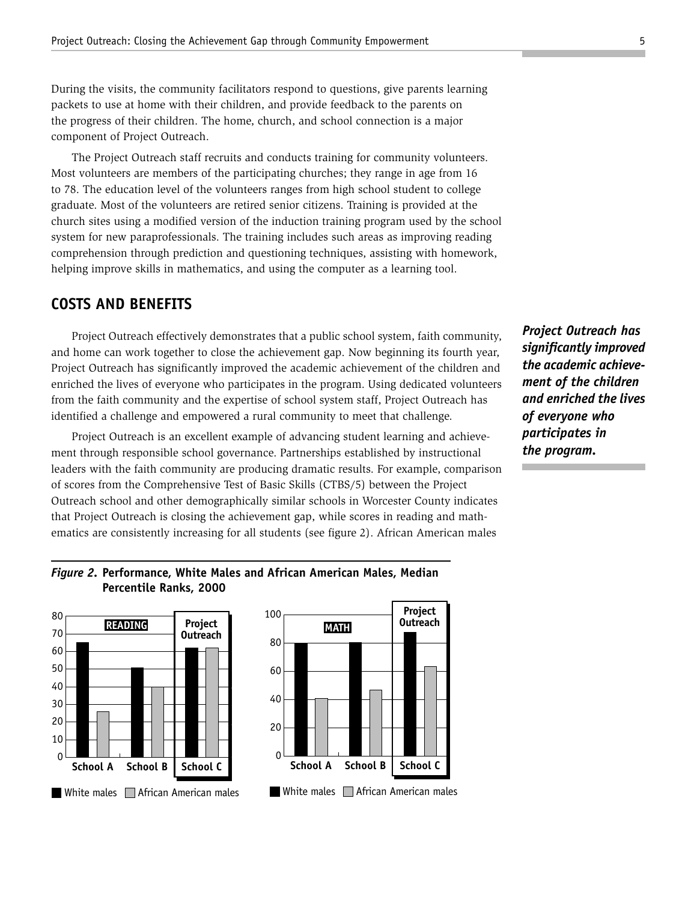During the visits, the community facilitators respond to questions, give parents learning packets to use at home with their children, and provide feedback to the parents on the progress of their children. The home, church, and school connection is a major component of Project Outreach.

The Project Outreach staff recruits and conducts training for community volunteers. Most volunteers are members of the participating churches; they range in age from 16 to 78. The education level of the volunteers ranges from high school student to college graduate. Most of the volunteers are retired senior citizens. Training is provided at the church sites using a modified version of the induction training program used by the school system for new paraprofessionals. The training includes such areas as improving reading comprehension through prediction and questioning techniques, assisting with homework, helping improve skills in mathematics, and using the computer as a learning tool.

## COSTS AND BENEFITS

Project Outreach effectively demonstrates that a public school system, faith community, and home can work together to close the achievement gap. Now beginning its fourth year, Project Outreach has significantly improved the academic achievement of the children and enriched the lives of everyone who participates in the program. Using dedicated volunteers from the faith community and the expertise of school system staff, Project Outreach has identified a challenge and empowered a rural community to meet that challenge.

***Project Outreach has significantly improved the academic achievement of the children and enriched the lives of everyone who participates in the program.***

Project Outreach is an excellent example of advancing student learning and achievement through responsible school governance. Partnerships established by instructional leaders with the faith community are producing dramatic results. For example, comparison of scores from the Comprehensive Test of Basic Skills (CTBS/5) between the Project Outreach school and other demographically similar schools in Worcester County indicates that Project Outreach is closing the achievement gap, while scores in reading and mathematics are consistently increasing for all students (see figure 2). African American males

***Figure 2.*** **Performance, White Males and African American Males, Median Percentile Ranks, 2000**

READING

| | School A | School B | School C (Project Outreach) |
|---|---|---|---|
| White males | 65 | 51 | 62 |
| African American males | 26 | 40 | 62 |

MATH

| | School A | School B | School C (Project Outreach) |
|---|---|---|---|
| White males | 80 | 80 | 87 |
| African American males | 41 | 47 | 63 |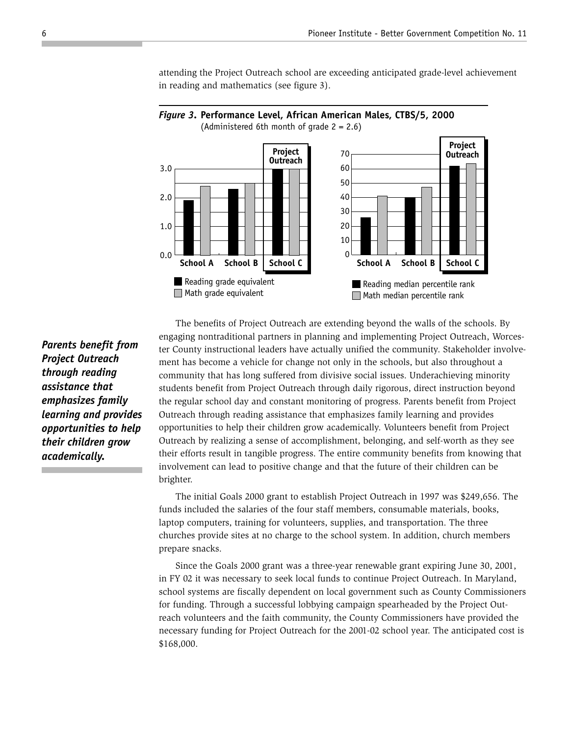attending the Project Outreach school are exceeding anticipated grade-level achievement in reading and mathematics (see figure 3).

***Figure 3*. Performance Level, African American Males, CTBS/5, 2000**
(Administered 6th month of grade 2 = 2.6)

*Parents benefit from Project Outreach through reading assistance that emphasizes family learning and provides opportunities to help their children grow academically.*

The benefits of Project Outreach are extending beyond the walls of the schools. By engaging nontraditional partners in planning and implementing Project Outreach, Worcester County instructional leaders have actually unified the community. Stakeholder involvement has become a vehicle for change not only in the schools, but also throughout a community that has long suffered from divisive social issues. Underachieving minority students benefit from Project Outreach through daily rigorous, direct instruction beyond the regular school day and constant monitoring of progress. Parents benefit from Project Outreach through reading assistance that emphasizes family learning and provides opportunities to help their children grow academically. Volunteers benefit from Project Outreach by realizing a sense of accomplishment, belonging, and self-worth as they see their efforts result in tangible progress. The entire community benefits from knowing that involvement can lead to positive change and that the future of their children can be brighter.

The initial Goals 2000 grant to establish Project Outreach in 1997 was $249,656. The funds included the salaries of the four staff members, consumable materials, books, laptop computers, training for volunteers, supplies, and transportation. The three churches provide sites at no charge to the school system. In addition, church members prepare snacks.

Since the Goals 2000 grant was a three-year renewable grant expiring June 30, 2001, in FY 02 it was necessary to seek local funds to continue Project Outreach. In Maryland, school systems are fiscally dependent on local government such as County Commissioners for funding. Through a successful lobbying campaign spearheaded by the Project Outreach volunteers and the faith community, the County Commissioners have provided the necessary funding for Project Outreach for the 2001-02 school year. The anticipated cost is $168,000.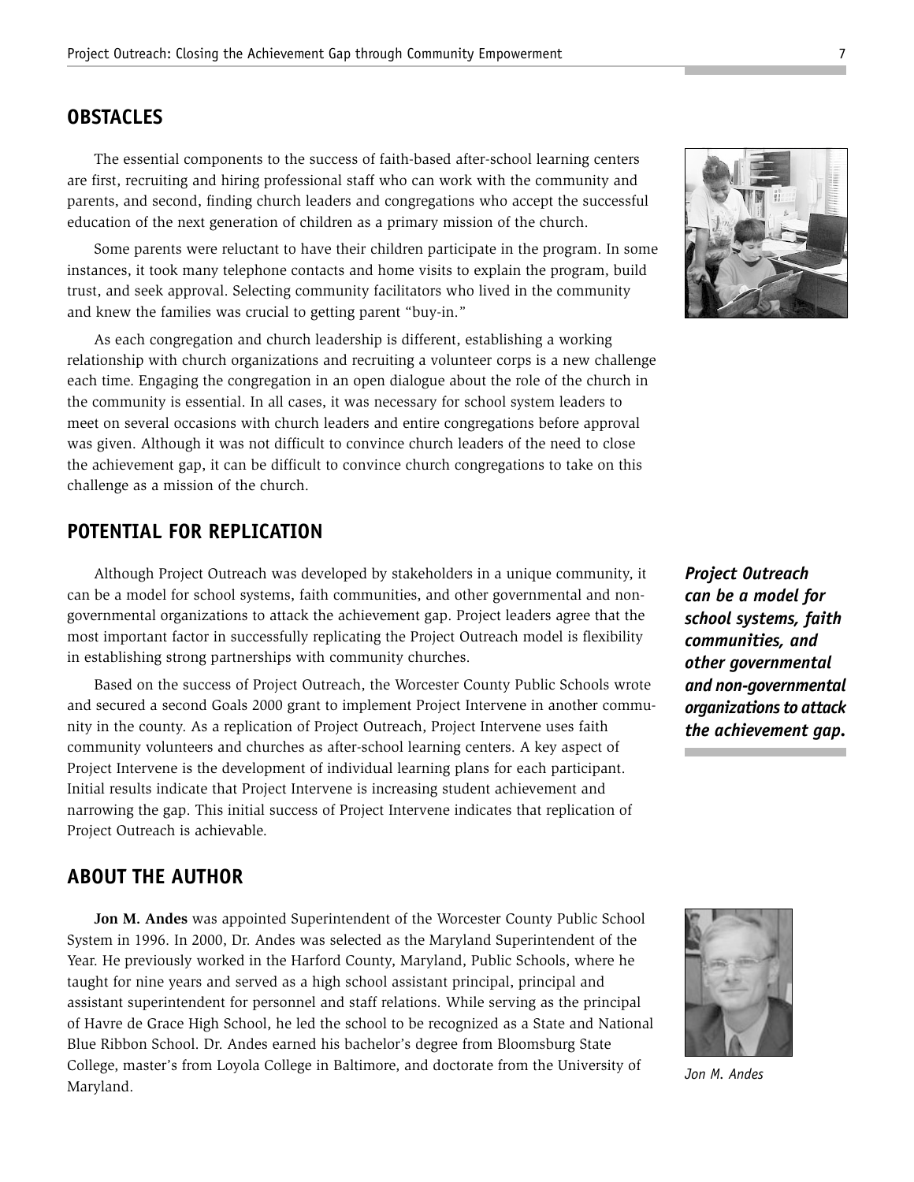## OBSTACLES

The essential components to the success of faith-based after-school learning centers are first, recruiting and hiring professional staff who can work with the community and parents, and second, finding church leaders and congregations who accept the successful education of the next generation of children as a primary mission of the church.

Some parents were reluctant to have their children participate in the program. In some instances, it took many telephone contacts and home visits to explain the program, build trust, and seek approval. Selecting community facilitators who lived in the community and knew the families was crucial to getting parent "buy-in."

As each congregation and church leadership is different, establishing a working relationship with church organizations and recruiting a volunteer corps is a new challenge each time. Engaging the congregation in an open dialogue about the role of the church in the community is essential. In all cases, it was necessary for school system leaders to meet on several occasions with church leaders and entire congregations before approval was given. Although it was not difficult to convince church leaders of the need to close the achievement gap, it can be difficult to convince church congregations to take on this challenge as a mission of the church.

## POTENTIAL FOR REPLICATION

Although Project Outreach was developed by stakeholders in a unique community, it can be a model for school systems, faith communities, and other governmental and non-governmental organizations to attack the achievement gap. Project leaders agree that the most important factor in successfully replicating the Project Outreach model is flexibility in establishing strong partnerships with community churches.

***Project Outreach can be a model for school systems, faith communities, and other governmental and non-governmental organizations to attack the achievement gap.***

Based on the success of Project Outreach, the Worcester County Public Schools wrote and secured a second Goals 2000 grant to implement Project Intervene in another community in the county. As a replication of Project Outreach, Project Intervene uses faith community volunteers and churches as after-school learning centers. A key aspect of Project Intervene is the development of individual learning plans for each participant. Initial results indicate that Project Intervene is increasing student achievement and narrowing the gap. This initial success of Project Intervene indicates that replication of Project Outreach is achievable.

## ABOUT THE AUTHOR

**Jon M. Andes** was appointed Superintendent of the Worcester County Public School System in 1996. In 2000, Dr. Andes was selected as the Maryland Superintendent of the Year. He previously worked in the Harford County, Maryland, Public Schools, where he taught for nine years and served as a high school assistant principal, principal and assistant superintendent for personnel and staff relations. While serving as the principal of Havre de Grace High School, he led the school to be recognized as a State and National Blue Ribbon School. Dr. Andes earned his bachelor's degree from Bloomsburg State College, master's from Loyola College in Baltimore, and doctorate from the University of Maryland.

*Jon M. Andes*